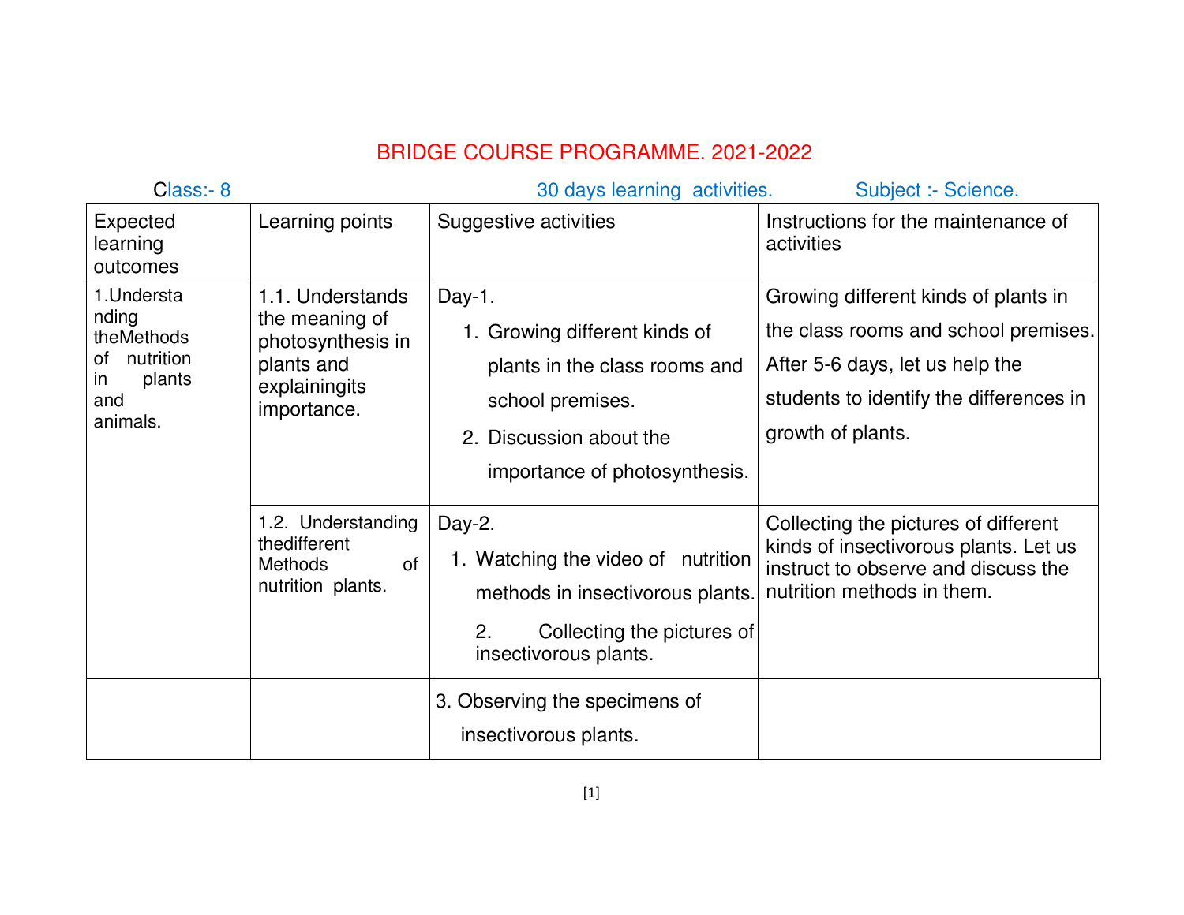# BRIDGE COURSE PROGRAMME. 2021-2022

Class:- 8 | 30 days learning activities. | Subject :- Science.

| Expected learning outcomes | Learning points | Suggestive activities | Instructions for the maintenance of activities |
|---|---|---|---|
| 1.Understanding theMethods of nutrition in plants and animals. | 1.1. Understands the meaning of photosynthesis in plants and explainingits importance. | Day-1.<br>1. Growing different kinds of plants in the class rooms and school premises.<br>2. Discussion about the importance of photosynthesis. | Growing different kinds of plants in the class rooms and school premises. After 5-6 days, let us help the students to identify the differences in growth of plants. |
| | 1.2. Understanding thedifferent Methods of nutrition plants. | Day-2.<br>1. Watching the video of nutrition methods in insectivorous plants.<br>2. Collecting the pictures of insectivorous plants. | Collecting the pictures of different kinds of insectivorous plants. Let us instruct to observe and discuss the nutrition methods in them. |
| | | 3. Observing the specimens of insectivorous plants. | |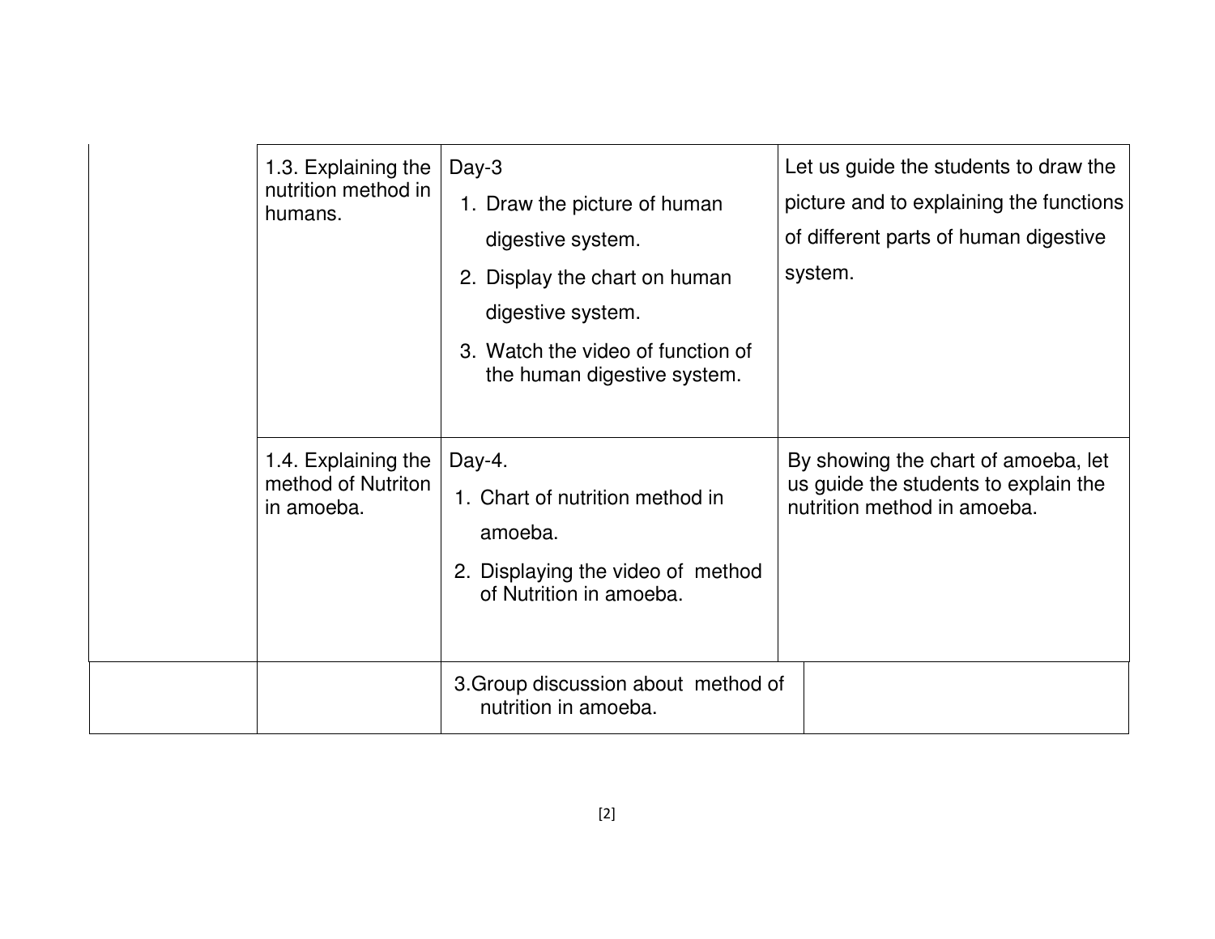| | | | |
|---|---|---|---|
| | 1.3. Explaining the nutrition method in humans. | Day-3<br>1. Draw the picture of human digestive system.<br>2. Display the chart on human digestive system.<br>3. Watch the video of function of the human digestive system. | Let us guide the students to draw the picture and to explaining the functions of different parts of human digestive system. |
| | 1.4. Explaining the method of Nutriton in amoeba. | Day-4.<br>1. Chart of nutrition method in amoeba.<br>2. Displaying the video of method of Nutrition in amoeba. | By showing the chart of amoeba, let us guide the students to explain the nutrition method in amoeba. |
| | | 3.Group discussion about method of nutrition in amoeba. | |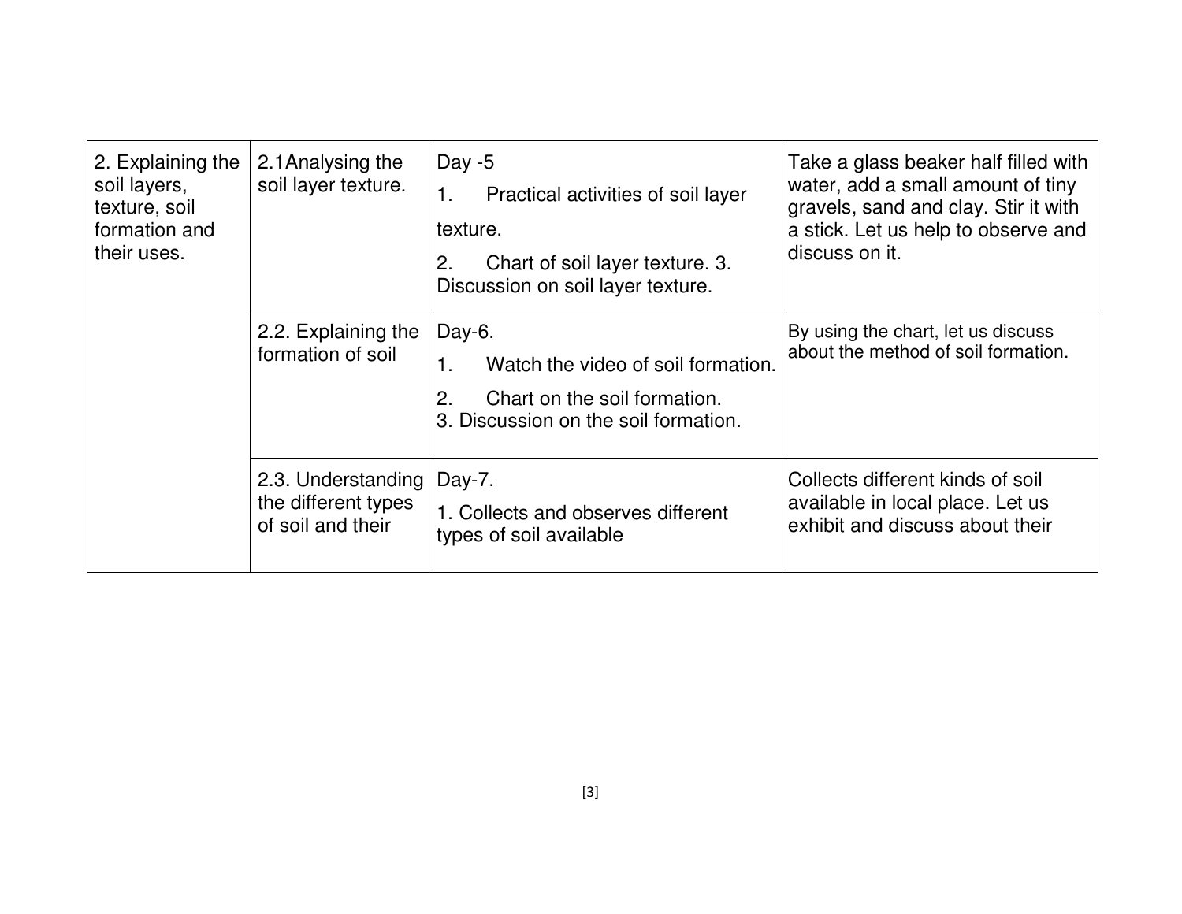| | | | |
|---|---|---|---|
| 2. Explaining the soil layers, texture, soil formation and their uses. | 2.1Analysing the soil layer texture. | Day -5<br>1. Practical activities of soil layer texture.<br>2. Chart of soil layer texture. 3. Discussion on soil layer texture. | Take a glass beaker half filled with water, add a small amount of tiny gravels, sand and clay. Stir it with a stick. Let us help to observe and discuss on it. |
| | 2.2. Explaining the formation of soil | Day-6.<br>1. Watch the video of soil formation.<br>2. Chart on the soil formation.<br>3. Discussion on the soil formation. | By using the chart, let us discuss about the method of soil formation. |
| | 2.3. Understanding the different types of soil and their | Day-7.<br>1. Collects and observes different types of soil available | Collects different kinds of soil available in local place. Let us exhibit and discuss about their |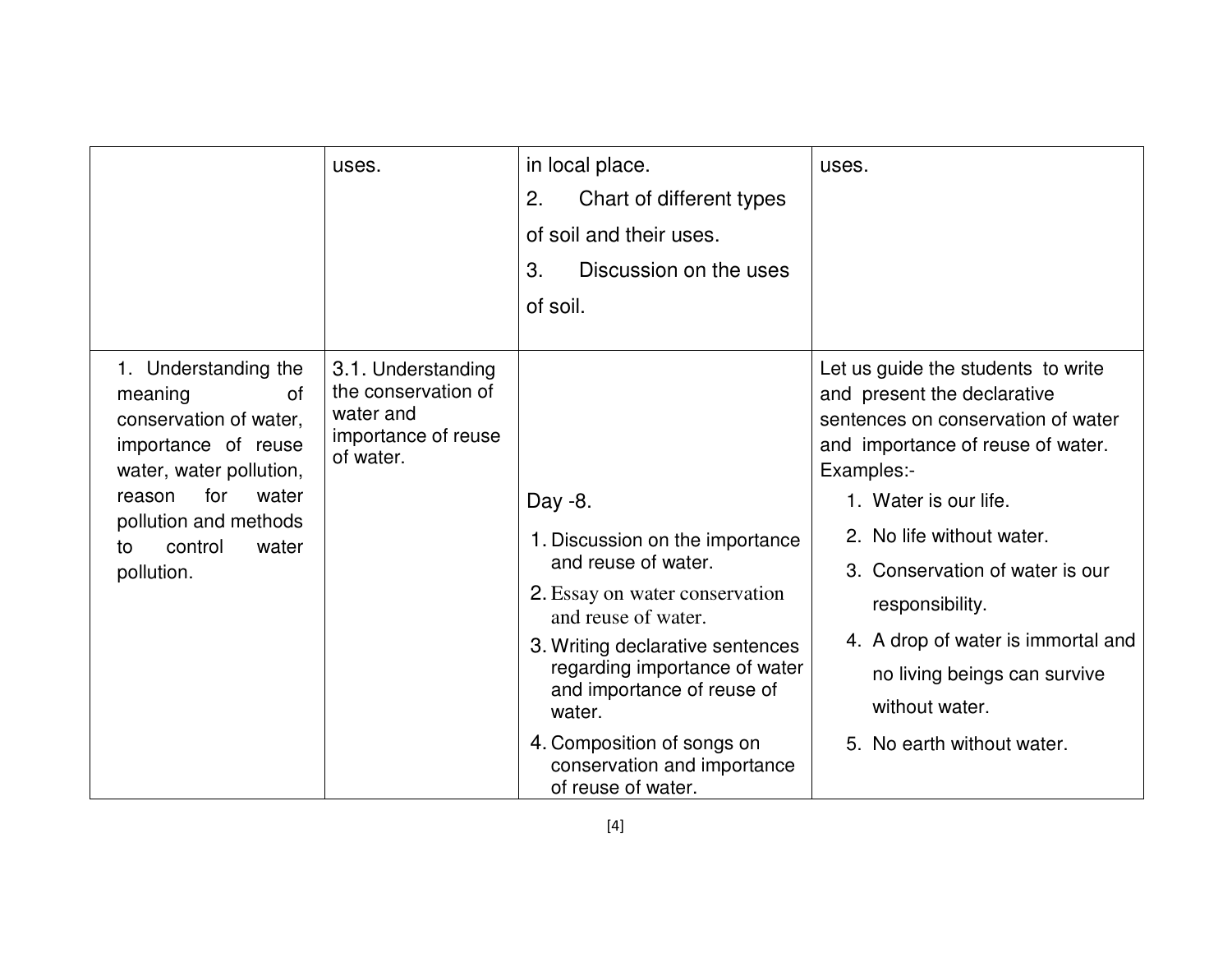| | | | |
|---|---|---|---|
| | uses. | in local place.<br>2. Chart of different types of soil and their uses.<br>3. Discussion on the uses of soil. | uses. |
| 1. Understanding the meaning of conservation of water, importance of reuse water, water pollution, reason for water pollution and methods to control water pollution. | 3.1. Understanding the conservation of water and importance of reuse of water. | Day -8.<br>1. Discussion on the importance and reuse of water.<br>2. Essay on water conservation and reuse of water.<br>3. Writing declarative sentences regarding importance of water and importance of reuse of water.<br>4. Composition of songs on conservation and importance of reuse of water. | Let us guide the students to write and present the declarative sentences on conservation of water and importance of reuse of water.<br>Examples:-<br>1. Water is our life.<br>2. No life without water.<br>3. Conservation of water is our responsibility.<br>4. A drop of water is immortal and no living beings can survive without water.<br>5. No earth without water. |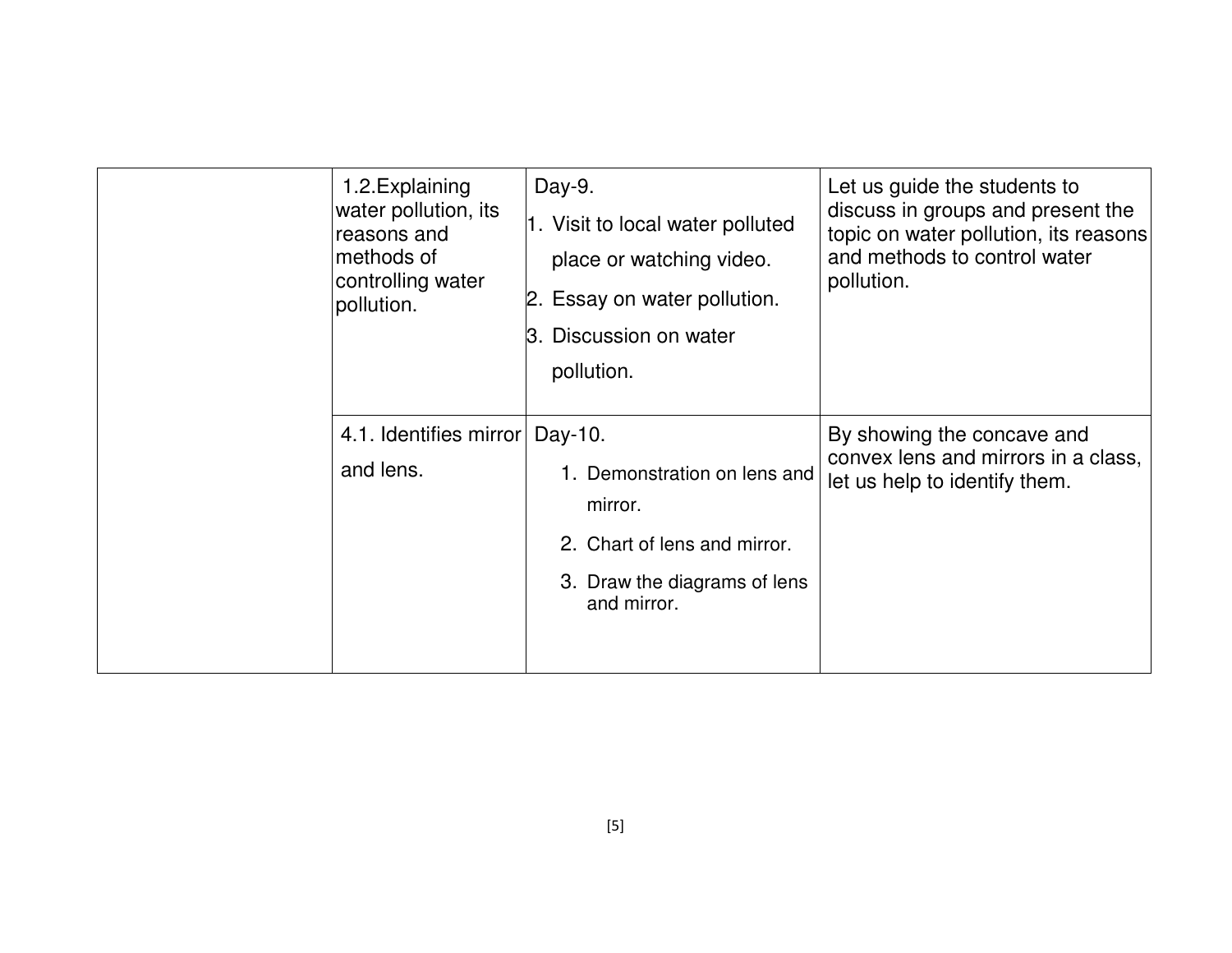| | | | |
|---|---|---|---|
| | 1.2.Explaining water pollution, its reasons and methods of controlling water pollution. | Day-9.<br>1. Visit to local water polluted place or watching video.<br>2. Essay on water pollution.<br>3. Discussion on water pollution. | Let us guide the students to discuss in groups and present the topic on water pollution, its reasons and methods to control water pollution. |
| | 4.1. Identifies mirror and lens. | Day-10.<br>1. Demonstration on lens and mirror.<br>2. Chart of lens and mirror.<br>3. Draw the diagrams of lens and mirror. | By showing the concave and convex lens and mirrors in a class, let us help to identify them. |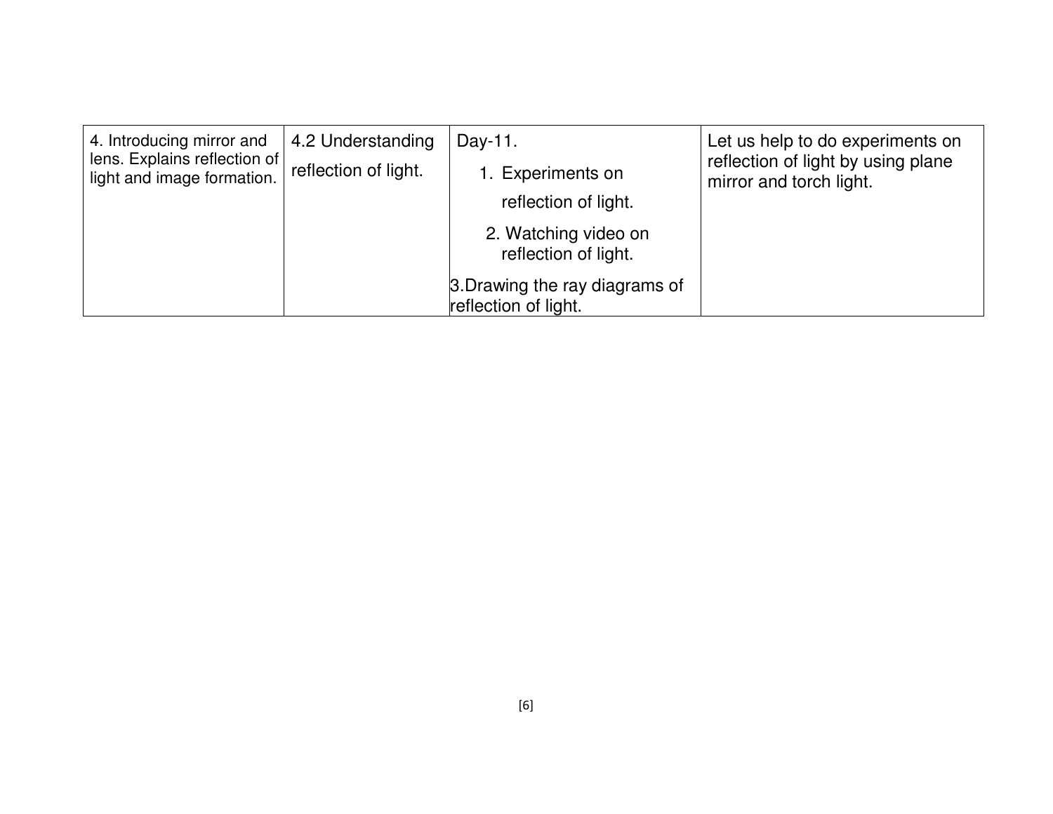| 4. Introducing mirror and lens. Explains reflection of light and image formation. | 4.2 Understanding reflection of light. | Day-11.<br>1. Experiments on reflection of light.<br>2. Watching video on reflection of light.<br>3.Drawing the ray diagrams of reflection of light. | Let us help to do experiments on reflection of light by using plane mirror and torch light. |
|---|---|---|---|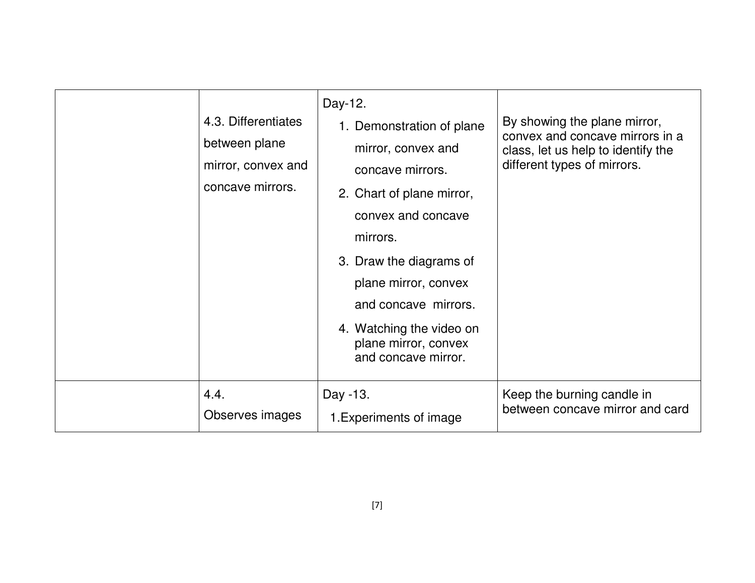| | | | |
|---|---|---|---|
| | 4.3. Differentiates between plane mirror, convex and concave mirrors. | Day-12.<br>1. Demonstration of plane mirror, convex and concave mirrors.<br>2. Chart of plane mirror, convex and concave mirrors.<br>3. Draw the diagrams of plane mirror, convex and concave mirrors.<br>4. Watching the video on plane mirror, convex and concave mirror. | By showing the plane mirror, convex and concave mirrors in a class, let us help to identify the different types of mirrors. |
| | 4.4.<br>Observes images | Day -13.<br>1.Experiments of image | Keep the burning candle in between concave mirror and card |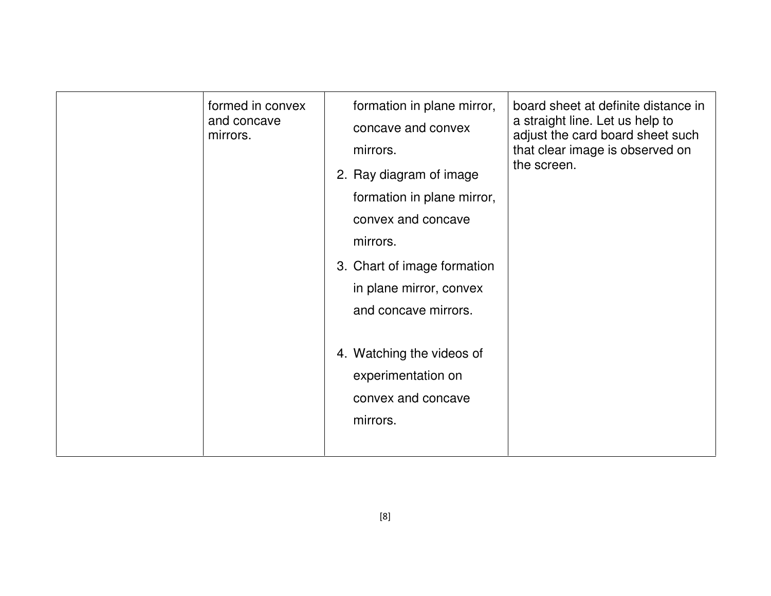| | | | |
|---|---|---|---|
| | formed in convex and concave mirrors. | formation in plane mirror, concave and convex mirrors.<br>2. Ray diagram of image formation in plane mirror, convex and concave mirrors.<br>3. Chart of image formation in plane mirror, convex and concave mirrors.<br>4. Watching the videos of experimentation on convex and concave mirrors. | board sheet at definite distance in a straight line. Let us help to adjust the card board sheet such that clear image is observed on the screen. |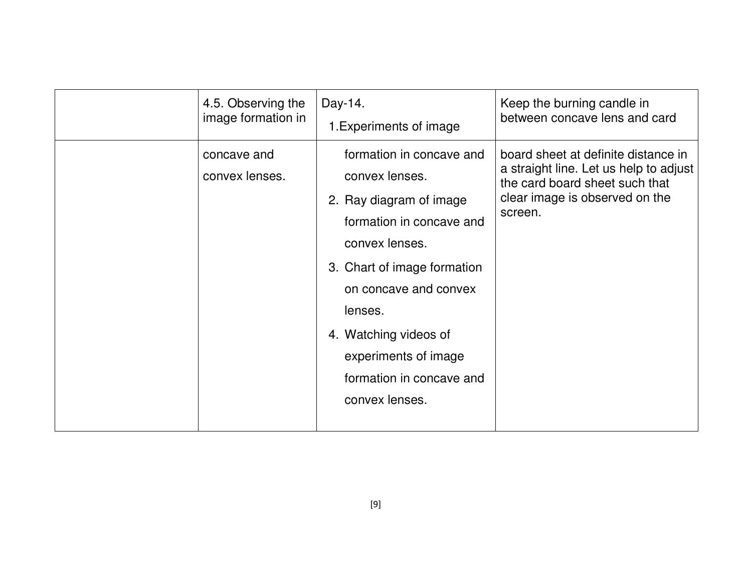| | | | |
|---|---|---|---|
| | 4.5. Observing the image formation in concave and convex lenses. | Day-14.<br>1. Experiments of image formation in concave and convex lenses.<br>2. Ray diagram of image formation in concave and convex lenses.<br>3. Chart of image formation on concave and convex lenses.<br>4. Watching videos of experiments of image formation in concave and convex lenses. | Keep the burning candle in between concave lens and card board sheet at definite distance in a straight line. Let us help to adjust the card board sheet such that clear image is observed on the screen. |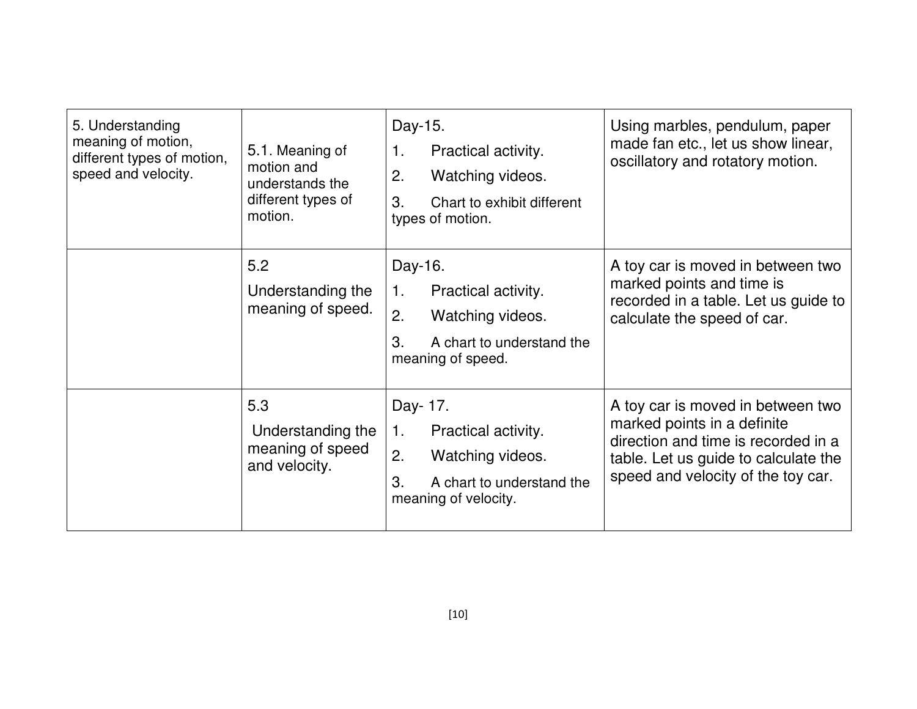| 5. Understanding meaning of motion, different types of motion, speed and velocity. | 5.1. Meaning of motion and understands the different types of motion. | Day-15.<br>1. Practical activity.<br>2. Watching videos.<br>3. Chart to exhibit different types of motion. | Using marbles, pendulum, paper made fan etc., let us show linear, oscillatory and rotatory motion. |
|---|---|---|---|
| | 5.2<br>Understanding the meaning of speed. | Day-16.<br>1. Practical activity.<br>2. Watching videos.<br>3. A chart to understand the meaning of speed. | A toy car is moved in between two marked points and time is recorded in a table. Let us guide to calculate the speed of car. |
| | 5.3<br>Understanding the meaning of speed and velocity. | Day- 17.<br>1. Practical activity.<br>2. Watching videos.<br>3. A chart to understand the meaning of velocity. | A toy car is moved in between two marked points in a definite direction and time is recorded in a table. Let us guide to calculate the speed and velocity of the toy car. |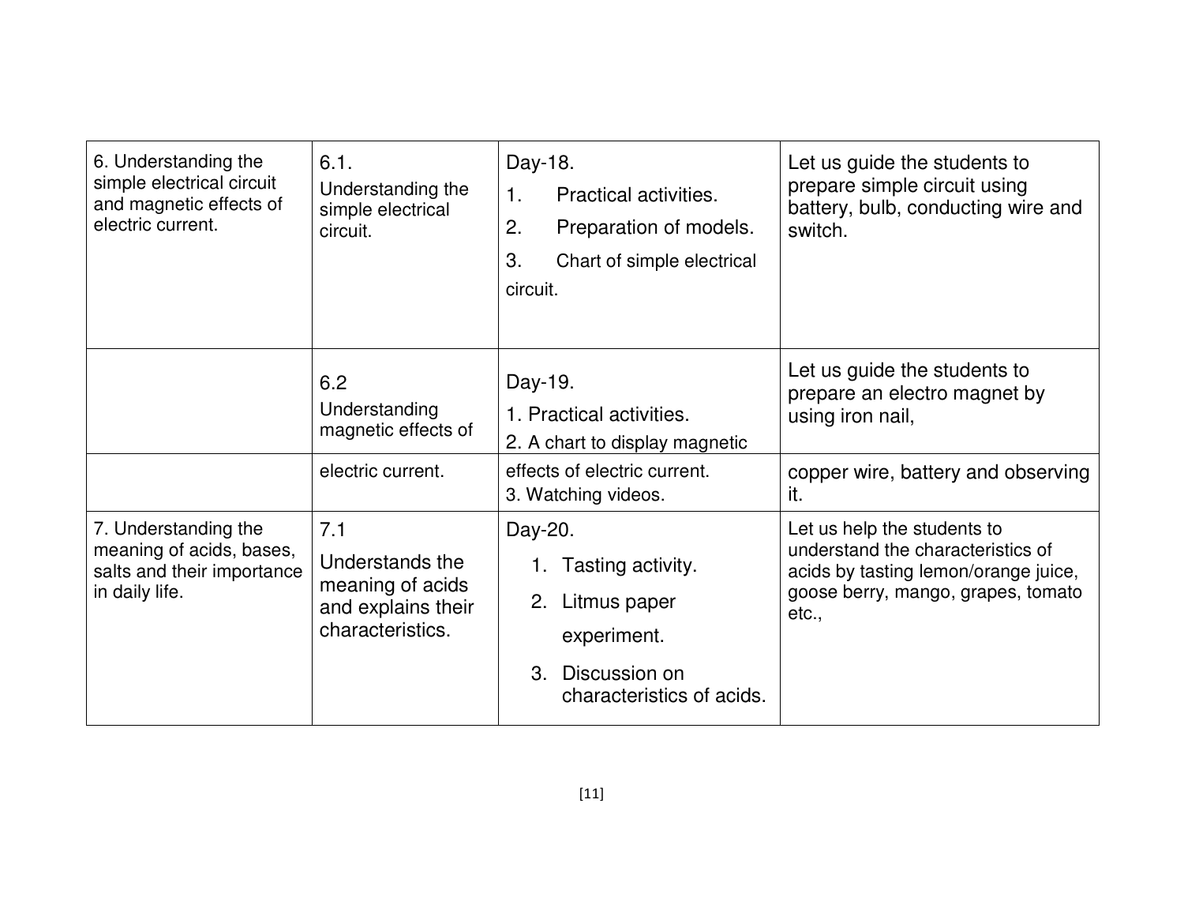| 6. Understanding the simple electrical circuit and magnetic effects of electric current. | 6.1. Understanding the simple electrical circuit. | Day-18. 1. Practical activities. 2. Preparation of models. 3. Chart of simple electrical circuit. | Let us guide the students to prepare simple circuit using battery, bulb, conducting wire and switch. |
|---|---|---|---|
| | 6.2 Understanding magnetic effects of electric current. | Day-19. 1. Practical activities. 2. A chart to display magnetic effects of electric current. 3. Watching videos. | Let us guide the students to prepare an electro magnet by using iron nail, copper wire, battery and observing it. |
| 7. Understanding the meaning of acids, bases, salts and their importance in daily life. | 7.1 Understands the meaning of acids and explains their characteristics. | Day-20. 1. Tasting activity. 2. Litmus paper experiment. 3. Discussion on characteristics of acids. | Let us help the students to understand the characteristics of acids by tasting lemon/orange juice, goose berry, mango, grapes, tomato etc., |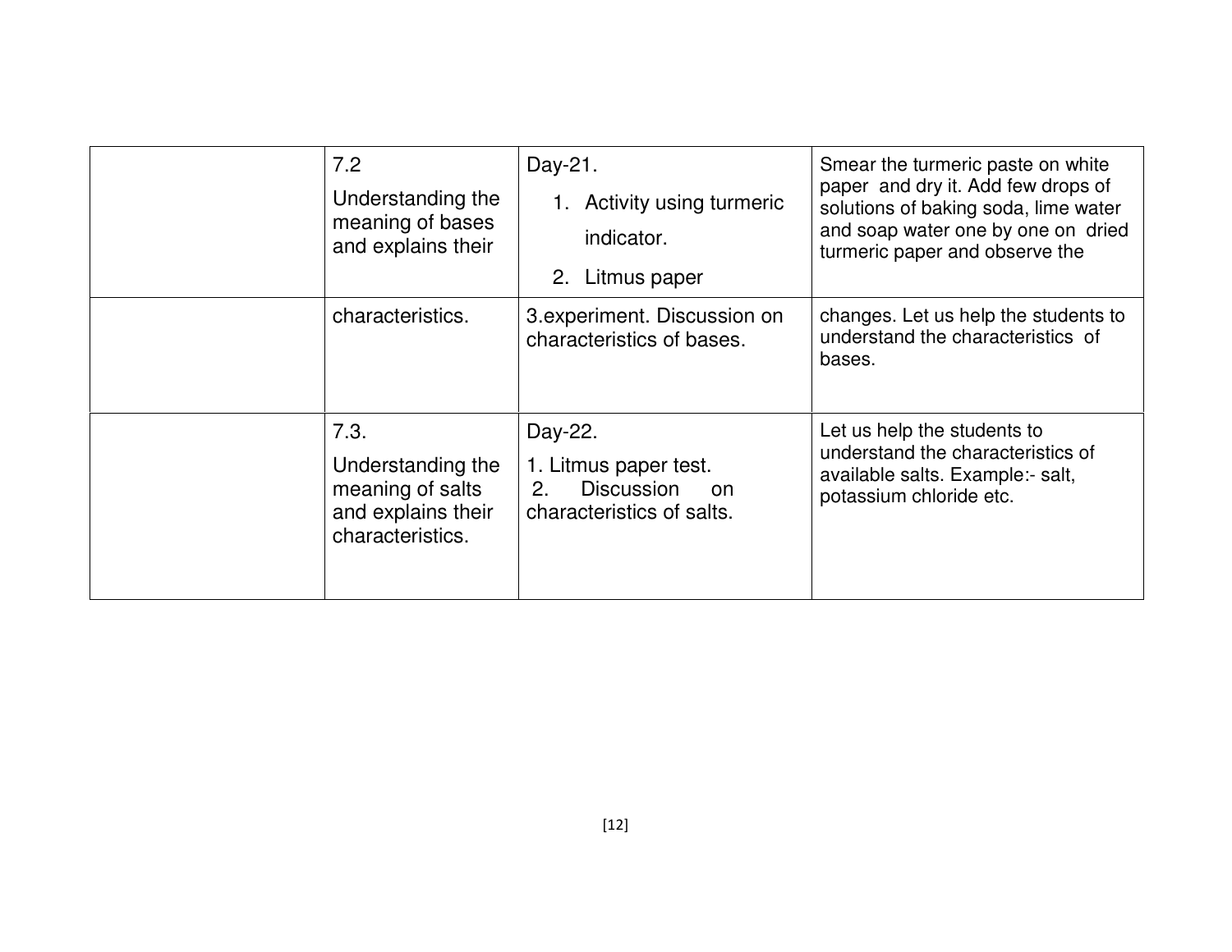| | | | |
|---|---|---|---|
| | 7.2<br>Understanding the meaning of bases and explains their | Day-21.<br>1. Activity using turmeric indicator.<br>2. Litmus paper | Smear the turmeric paste on white paper and dry it. Add few drops of solutions of baking soda, lime water and soap water one by one on dried turmeric paper and observe the |
| | characteristics. | 3.experiment. Discussion on characteristics of bases. | changes. Let us help the students to understand the characteristics of bases. |
| | 7.3.<br>Understanding the meaning of salts and explains their characteristics. | Day-22.<br>1. Litmus paper test.<br>2. Discussion on characteristics of salts. | Let us help the students to understand the characteristics of available salts. Example:- salt, potassium chloride etc. |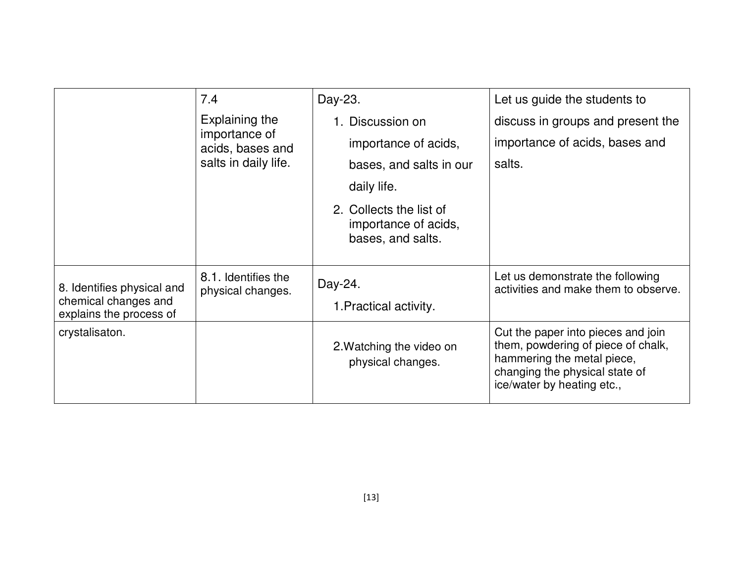|  |  |  |  |
|---|---|---|---|
|  | 7.4 Explaining the importance of acids, bases and salts in daily life. | Day-23. 1. Discussion on importance of acids, bases, and salts in our daily life. 2. Collects the list of importance of acids, bases, and salts. | Let us guide the students to discuss in groups and present the importance of acids, bases and salts. |
| 8. Identifies physical and chemical changes and explains the process of | 8.1. Identifies the physical changes. | Day-24. 1.Practical activity. | Let us demonstrate the following activities and make them to observe. |
| crystalisaton. |  | 2.Watching the video on physical changes. | Cut the paper into pieces and join them, powdering of piece of chalk, hammering the metal piece, changing the physical state of ice/water by heating etc., |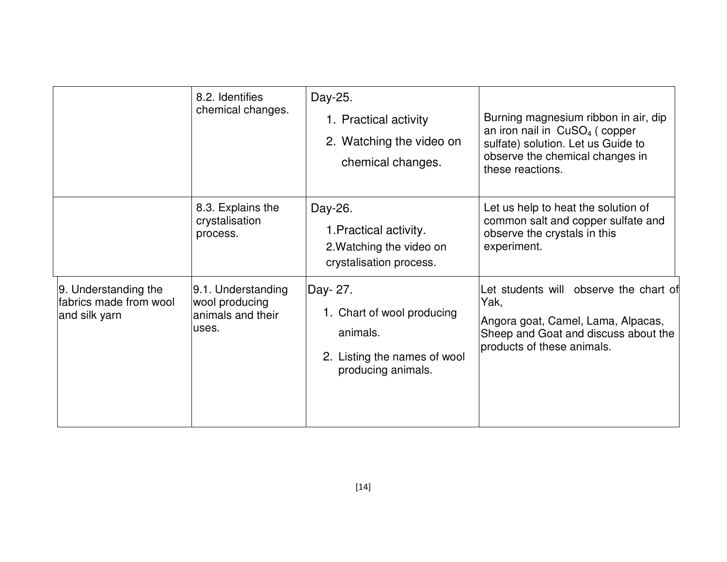| | | | |
|---|---|---|---|
| | 8.2. Identifies chemical changes. | Day-25.<br>1. Practical activity<br>2. Watching the video on chemical changes. | Burning magnesium ribbon in air, dip an iron nail in $CuSO_4$ ( copper sulfate) solution. Let us Guide to observe the chemical changes in these reactions. |
| | 8.3. Explains the crystalisation process. | Day-26.<br>1.Practical activity.<br>2.Watching the video on crystalisation process. | Let us help to heat the solution of common salt and copper sulfate and observe the crystals in this experiment. |
| 9. Understanding the fabrics made from wool and silk yarn | 9.1. Understanding wool producing animals and their uses. | Day- 27.<br>1. Chart of wool producing animals.<br>2. Listing the names of wool producing animals. | Let students will observe the chart of Yak,<br>Angora goat, Camel, Lama, Alpacas, Sheep and Goat and discuss about the products of these animals. |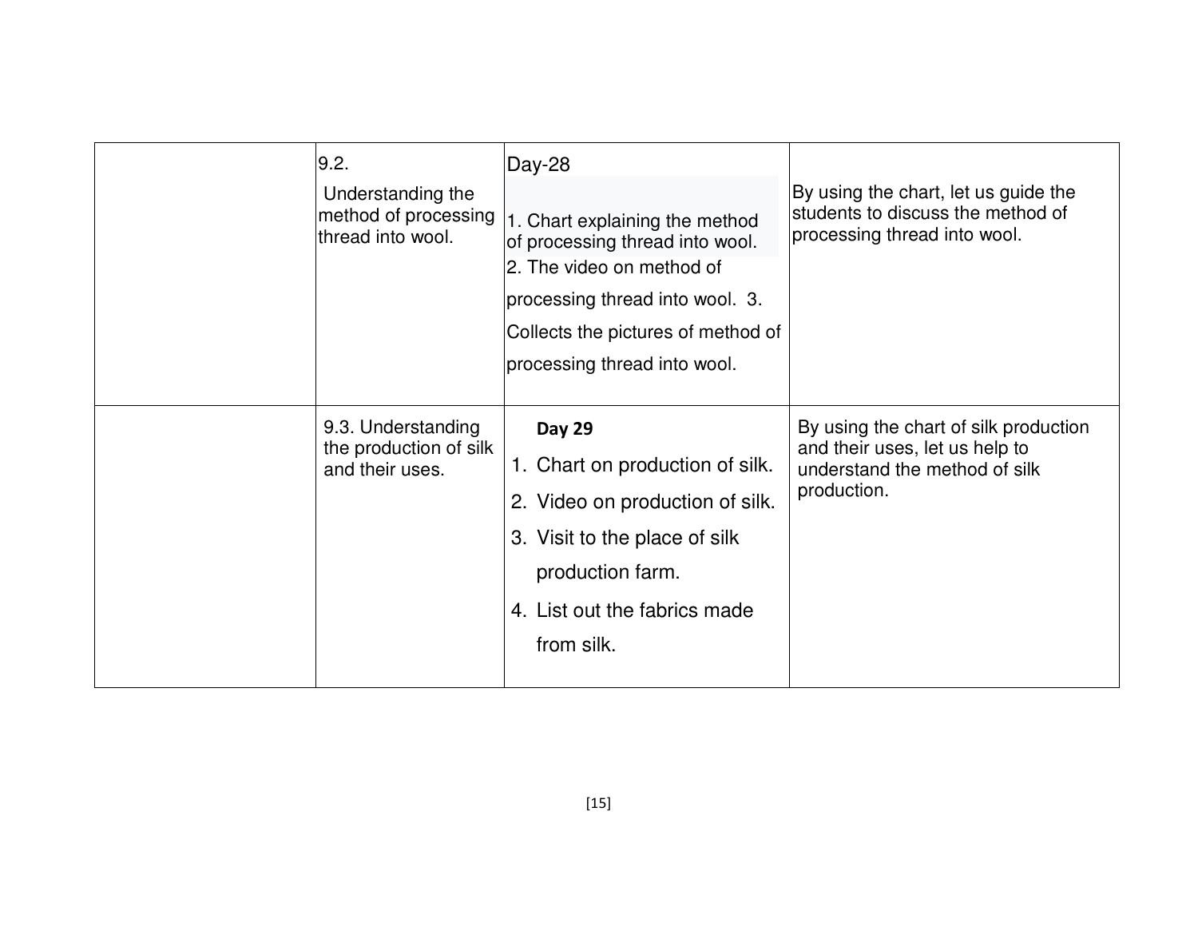| | | | |
|---|---|---|---|
| | 9.2. Understanding the method of processing thread into wool. | Day-28<br>1. Chart explaining the method of processing thread into wool.<br>2. The video on method of processing thread into wool. 3. Collects the pictures of method of processing thread into wool. | By using the chart, let us guide the students to discuss the method of processing thread into wool. |
| | 9.3. Understanding the production of silk and their uses. | **Day 29**<br>1. Chart on production of silk.<br>2. Video on production of silk.<br>3. Visit to the place of silk production farm.<br>4. List out the fabrics made from silk. | By using the chart of silk production and their uses, let us help to understand the method of silk production. |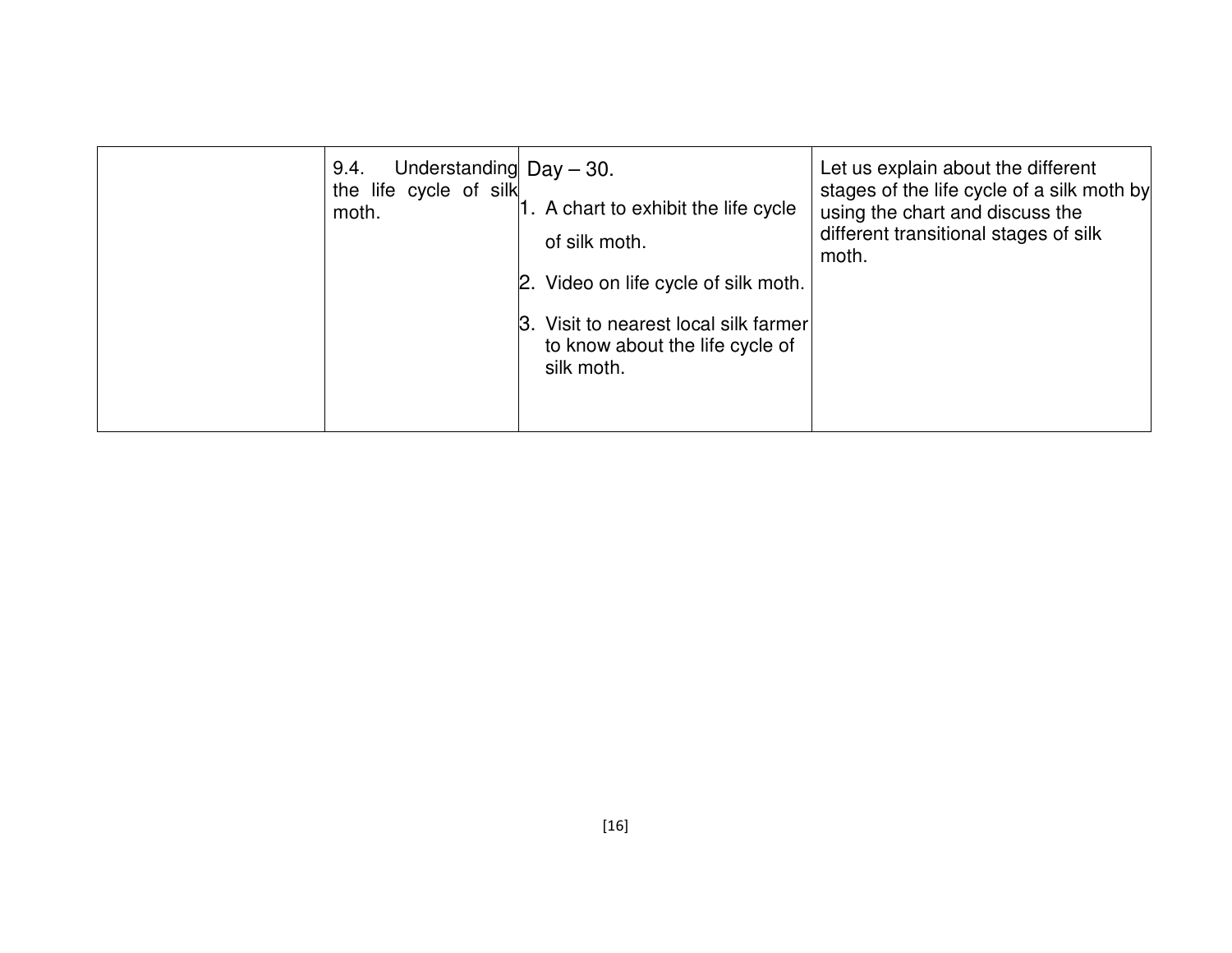| | | | |
|---|---|---|---|
| | 9.4. Understanding the life cycle of silk moth. | Day – 30.<br>1. A chart to exhibit the life cycle of silk moth.<br>2. Video on life cycle of silk moth.<br>3. Visit to nearest local silk farmer to know about the life cycle of silk moth. | Let us explain about the different stages of the life cycle of a silk moth by using the chart and discuss the different transitional stages of silk moth. |